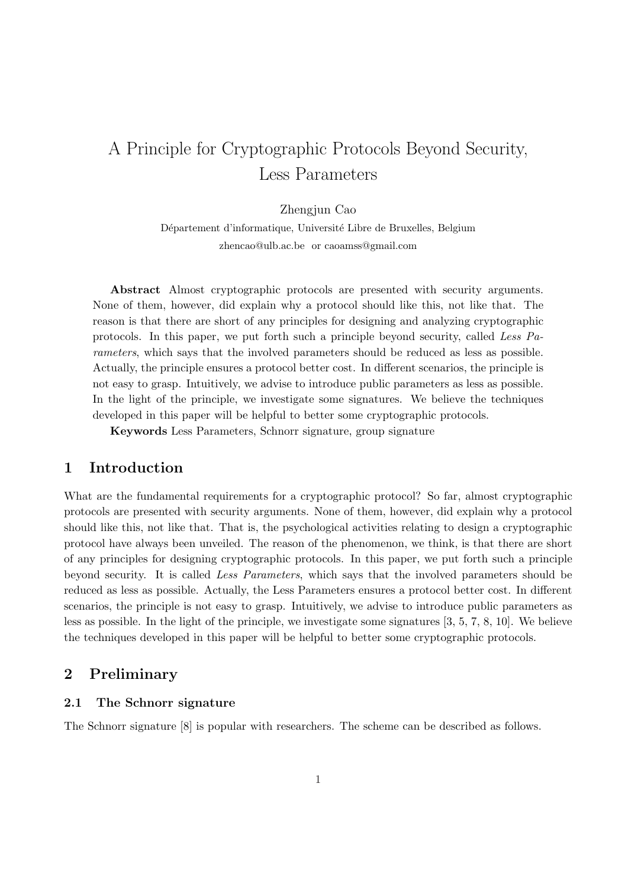# A Principle for Cryptographic Protocols Beyond Security, Less Parameters

Zhengjun Cao

Département d'informatique, Université Libre de Bruxelles, Belgium

zhencao@ulb.ac.be or caoamss@gmail.com

**Abstract** Almost cryptographic protocols are presented with security arguments. None of them, however, did explain why a protocol should like this, not like that. The reason is that there are short of any principles for designing and analyzing cryptographic protocols. In this paper, we put forth such a principle beyond security, called *Less Parameters*, which says that the involved parameters should be reduced as less as possible. Actually, the principle ensures a protocol better cost. In different scenarios, the principle is not easy to grasp. Intuitively, we advise to introduce public parameters as less as possible. In the light of the principle, we investigate some signatures. We believe the techniques developed in this paper will be helpful to better some cryptographic protocols.

**Keywords** Less Parameters, Schnorr signature, group signature

## 1 Introduction

What are the fundamental requirements for a cryptographic protocol? So far, almost cryptographic protocols are presented with security arguments. None of them, however, did explain why a protocol should like this, not like that. That is, the psychological activities relating to design a cryptographic protocol have always been unveiled. The reason of the phenomenon, we think, is that there are short of any principles for designing cryptographic protocols. In this paper, we put forth such a principle beyond security. It is called *Less Parameters*, which says that the involved parameters should be reduced as less as possible. Actually, the Less Parameters ensures a protocol better cost. In different scenarios, the principle is not easy to grasp. Intuitively, we advise to introduce public parameters as less as possible. In the light of the principle, we investigate some signatures [3, 5, 7, 8, 10]. We believe the techniques developed in this paper will be helpful to better some cryptographic protocols.

## 2 Preliminary

### 2.1 The Schnorr signature

The Schnorr signature [8] is popular with researchers. The scheme can be described as follows.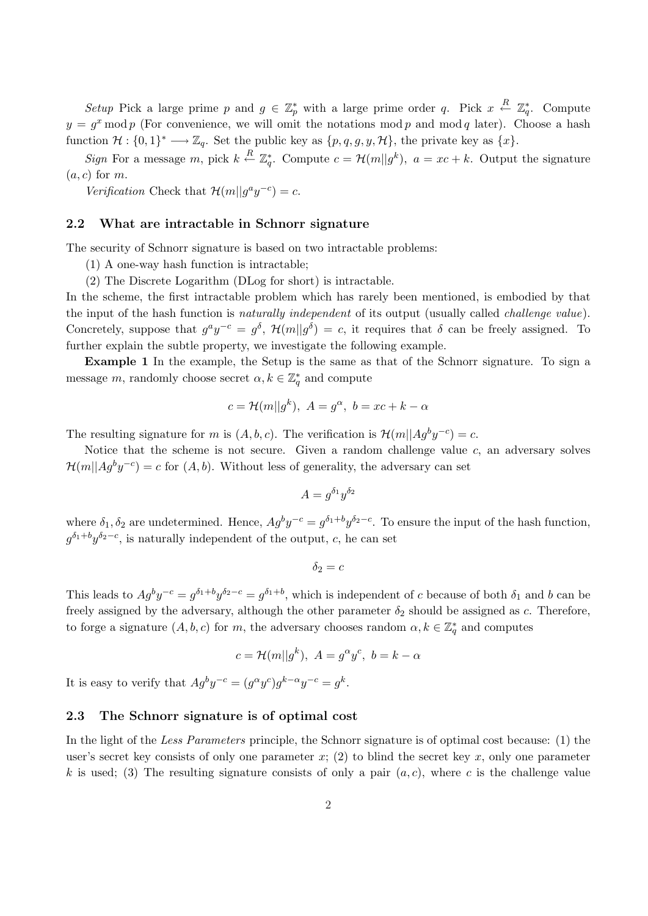*Setup* Pick a large prime $p$ and $g \in \mathbb{Z}_p^*$ with a large prime order $q$. Pick $x \xleftarrow{R} \mathbb{Z}_q^*$. Compute $y = g^x \bmod p$ (For convenience, we will omit the notations $\bmod p$ and $\bmod q$ later). Choose a hash function $\mathcal{H} : \{0,1\}^* \longrightarrow \mathbb{Z}_q$. Set the public key as $\{p, q, g, y, \mathcal{H}\}$, the private key as $\{x\}$.

*Sign* For a message $m$, pick $k \xleftarrow{R} \mathbb{Z}_q^*$. Compute $c = \mathcal{H}(m||g^k),\ a = xc + k$. Output the signature $(a, c)$ for $m$.

*Verification* Check that $\mathcal{H}(m||g^a y^{-c}) = c$.

## 2.2 What are intractable in Schnorr signature

The security of Schnorr signature is based on two intractable problems:

(1) A one-way hash function is intractable;

(2) The Discrete Logarithm (DLog for short) is intractable.

In the scheme, the first intractable problem which has rarely been mentioned, is embodied by that the input of the hash function is *naturally independent* of its output (usually called *challenge value*). Concretely, suppose that $g^a y^{-c} = g^\delta$, $\mathcal{H}(m||g^\delta) = c$, it requires that $\delta$ can be freely assigned. To further explain the subtle property, we investigate the following example.

**Example 1** In the example, the Setup is the same as that of the Schnorr signature. To sign a message $m$, randomly choose secret $\alpha, k \in \mathbb{Z}_q^*$ and compute

$$c = \mathcal{H}(m||g^k),\ A = g^\alpha,\ b = xc + k - \alpha$$

The resulting signature for $m$ is $(A, b, c)$. The verification is $\mathcal{H}(m||Ag^b y^{-c}) = c$.

Notice that the scheme is not secure. Given a random challenge value $c$, an adversary solves $\mathcal{H}(m||Ag^b y^{-c}) = c$ for $(A, b)$. Without less of generality, the adversary can set

$$A = g^{\delta_1} y^{\delta_2}$$

where $\delta_1, \delta_2$ are undetermined. Hence, $Ag^b y^{-c} = g^{\delta_1+b} y^{\delta_2-c}$. To ensure the input of the hash function, $g^{\delta_1+b} y^{\delta_2-c}$, is naturally independent of the output, $c$, he can set

$$\delta_2 = c$$

This leads to $Ag^b y^{-c} = g^{\delta_1+b} y^{\delta_2-c} = g^{\delta_1+b}$, which is independent of $c$ because of both $\delta_1$ and $b$ can be freely assigned by the adversary, although the other parameter $\delta_2$ should be assigned as $c$. Therefore, to forge a signature $(A, b, c)$ for $m$, the adversary chooses random $\alpha, k \in \mathbb{Z}_q^*$ and computes

$$c = \mathcal{H}(m||g^k),\ A = g^\alpha y^c,\ b = k - \alpha$$

It is easy to verify that $Ag^b y^{-c} = (g^\alpha y^c) g^{k-\alpha} y^{-c} = g^k$.

## 2.3 The Schnorr signature is of optimal cost

In the light of the *Less Parameters* principle, the Schnorr signature is of optimal cost because: (1) the user's secret key consists of only one parameter $x$; (2) to blind the secret key $x$, only one parameter $k$ is used; (3) The resulting signature consists of only a pair $(a, c)$, where $c$ is the challenge value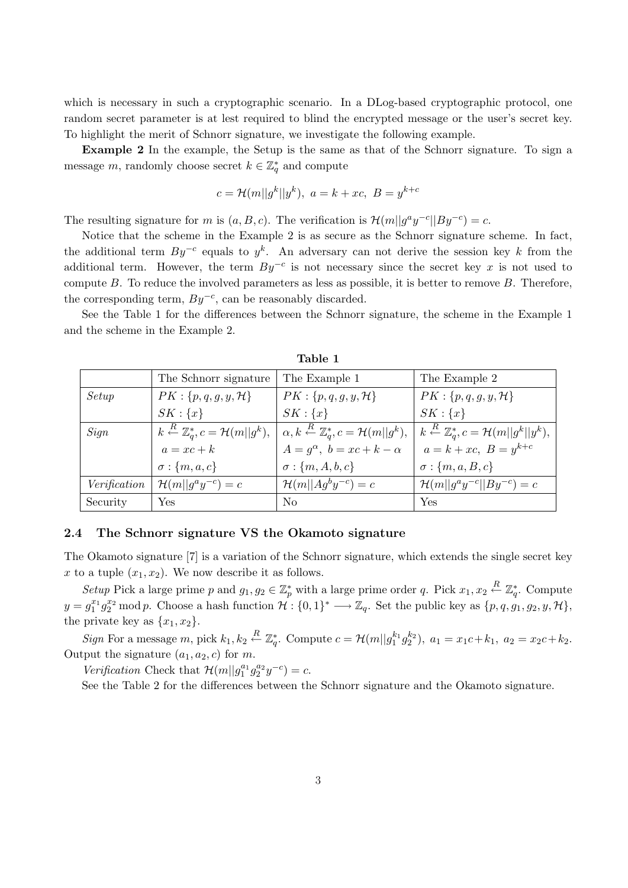which is necessary in such a cryptographic scenario. In a DLog-based cryptographic protocol, one random secret parameter is at lest required to blind the encrypted message or the user's secret key. To highlight the merit of Schnorr signature, we investigate the following example.

**Example 2** In the example, the Setup is the same as that of the Schnorr signature. To sign a message $m$, randomly choose secret $k \in \mathbb{Z}_q^*$ and compute

$$c = \mathcal{H}(m||g^k||y^k), \ a = k + xc, \ B = y^{k+c}$$

The resulting signature for $m$ is $(a, B, c)$. The verification is $\mathcal{H}(m||g^a y^{-c}||By^{-c}) = c$.

Notice that the scheme in the Example 2 is as secure as the Schnorr signature scheme. In fact, the additional term $By^{-c}$ equals to $y^k$. An adversary can not derive the session key $k$ from the additional term. However, the term $By^{-c}$ is not necessary since the secret key $x$ is not used to compute $B$. To reduce the involved parameters as less as possible, it is better to remove $B$. Therefore, the corresponding term, $By^{-c}$, can be reasonably discarded.

See the Table 1 for the differences between the Schnorr signature, the scheme in the Example 1 and the scheme in the Example 2.

**Table 1**

| | The Schnorr signature | The Example 1 | The Example 2 |
|---|---|---|---|
| *Setup* | $PK : \{p, q, g, y, \mathcal{H}\}$ <br> $SK : \{x\}$ | $PK : \{p, q, g, y, \mathcal{H}\}$ <br> $SK : \{x\}$ | $PK : \{p, q, g, y, \mathcal{H}\}$ <br> $SK : \{x\}$ |
| *Sign* | $k \xleftarrow{R} \mathbb{Z}_q^*, c = \mathcal{H}(m\|\|g^k),$ <br> $a = xc + k$ <br> $\sigma : \{m, a, c\}$ | $\alpha, k \xleftarrow{R} \mathbb{Z}_q^*, c = \mathcal{H}(m\|\|g^k),$ <br> $A = g^\alpha, \ b = xc + k - \alpha$ <br> $\sigma : \{m, A, b, c\}$ | $k \xleftarrow{R} \mathbb{Z}_q^*, c = \mathcal{H}(m\|\|g^k\|\|y^k),$ <br> $a = k + xc, \ B = y^{k+c}$ <br> $\sigma : \{m, a, B, c\}$ |
| *Verification* | $\mathcal{H}(m\|\|g^a y^{-c}) = c$ | $\mathcal{H}(m\|\|Ag^b y^{-c}) = c$ | $\mathcal{H}(m\|\|g^a y^{-c}\|\|By^{-c}) = c$ |
| Security | Yes | No | Yes |

### 2.4 The Schnorr signature VS the Okamoto signature

The Okamoto signature [7] is a variation of the Schnorr signature, which extends the single secret key $x$ to a tuple $(x_1, x_2)$. We now describe it as follows.

*Setup* Pick a large prime $p$ and $g_1, g_2 \in \mathbb{Z}_p^*$ with a large prime order $q$. Pick $x_1, x_2 \xleftarrow{R} \mathbb{Z}_q^*$. Compute $y = g_1^{x_1} g_2^{x_2} \bmod p$. Choose a hash function $\mathcal{H} : \{0,1\}^* \longrightarrow \mathbb{Z}_q$. Set the public key as $\{p, q, g_1, g_2, y, \mathcal{H}\}$, the private key as $\{x_1, x_2\}$.

*Sign* For a message $m$, pick $k_1, k_2 \xleftarrow{R} \mathbb{Z}_q^*$. Compute $c = \mathcal{H}(m||g_1^{k_1} g_2^{k_2}), \ a_1 = x_1 c + k_1, \ a_2 = x_2 c + k_2$. Output the signature $(a_1, a_2, c)$ for $m$.

*Verification* Check that $\mathcal{H}(m||g_1^{a_1} g_2^{a_2} y^{-c}) = c$.

See the Table 2 for the differences between the Schnorr signature and the Okamoto signature.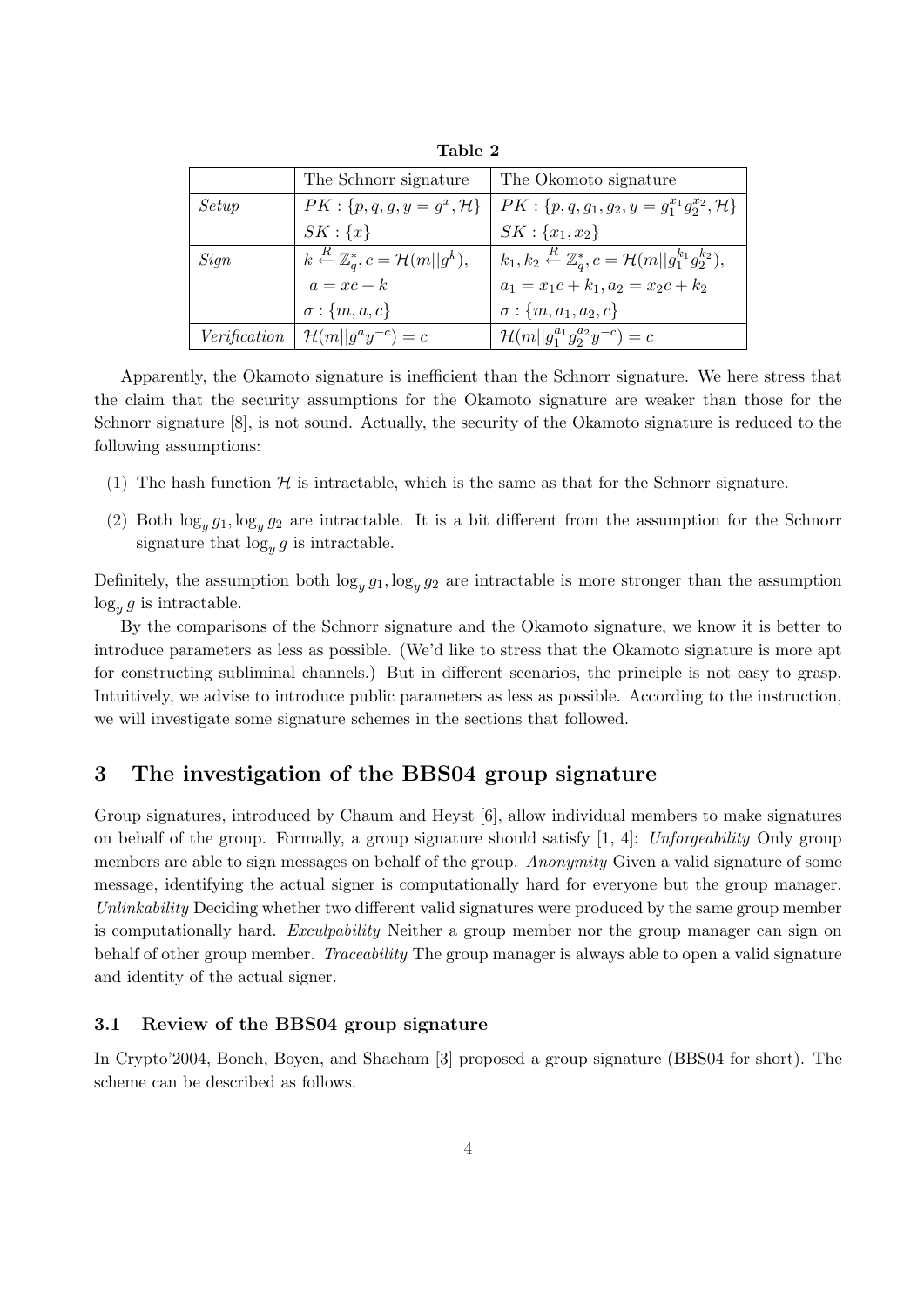**Table 2**

| | The Schnorr signature | The Okomoto signature |
|---|---|---|
| *Setup* | $PK : \{p, q, g, y = g^x, \mathcal{H}\}$ | $PK : \{p, q, g_1, g_2, y = g_1^{x_1} g_2^{x_2}, \mathcal{H}\}$ |
| | $SK : \{x\}$ | $SK : \{x_1, x_2\}$ |
| *Sign* | $k \xleftarrow{R} \mathbb{Z}_q^*, c = \mathcal{H}(m\|\|g^k)$, | $k_1, k_2 \xleftarrow{R} \mathbb{Z}_q^*, c = \mathcal{H}(m\|\|g_1^{k_1} g_2^{k_2})$, |
| | $a = xc + k$ | $a_1 = x_1 c + k_1, a_2 = x_2 c + k_2$ |
| | $\sigma : \{m, a, c\}$ | $\sigma : \{m, a_1, a_2, c\}$ |
| *Verification* | $\mathcal{H}(m\|\|g^a y^{-c}) = c$ | $\mathcal{H}(m\|\|g_1^{a_1} g_2^{a_2} y^{-c}) = c$ |

Apparently, the Okamoto signature is inefficient than the Schnorr signature. We here stress that the claim that the security assumptions for the Okamoto signature are weaker than those for the Schnorr signature [8], is not sound. Actually, the security of the Okamoto signature is reduced to the following assumptions:

(1) The hash function $\mathcal{H}$ is intractable, which is the same as that for the Schnorr signature.

(2) Both $\log_y g_1, \log_y g_2$ are intractable. It is a bit different from the assumption for the Schnorr signature that $\log_y g$ is intractable.

Definitely, the assumption both $\log_y g_1, \log_y g_2$ are intractable is more stronger than the assumption $\log_y g$ is intractable.

By the comparisons of the Schnorr signature and the Okamoto signature, we know it is better to introduce parameters as less as possible. (We'd like to stress that the Okamoto signature is more apt for constructing subliminal channels.) But in different scenarios, the principle is not easy to grasp. Intuitively, we advise to introduce public parameters as less as possible. According to the instruction, we will investigate some signature schemes in the sections that followed.

## 3 The investigation of the BBS04 group signature

Group signatures, introduced by Chaum and Heyst [6], allow individual members to make signatures on behalf of the group. Formally, a group signature should satisfy [1, 4]: *Unforgeability* Only group members are able to sign messages on behalf of the group. *Anonymity* Given a valid signature of some message, identifying the actual signer is computationally hard for everyone but the group manager. *Unlinkability* Deciding whether two different valid signatures were produced by the same group member is computationally hard. *Exculpability* Neither a group member nor the group manager can sign on behalf of other group member. *Traceability* The group manager is always able to open a valid signature and identity of the actual signer.

### 3.1 Review of the BBS04 group signature

In Crypto'2004, Boneh, Boyen, and Shacham [3] proposed a group signature (BBS04 for short). The scheme can be described as follows.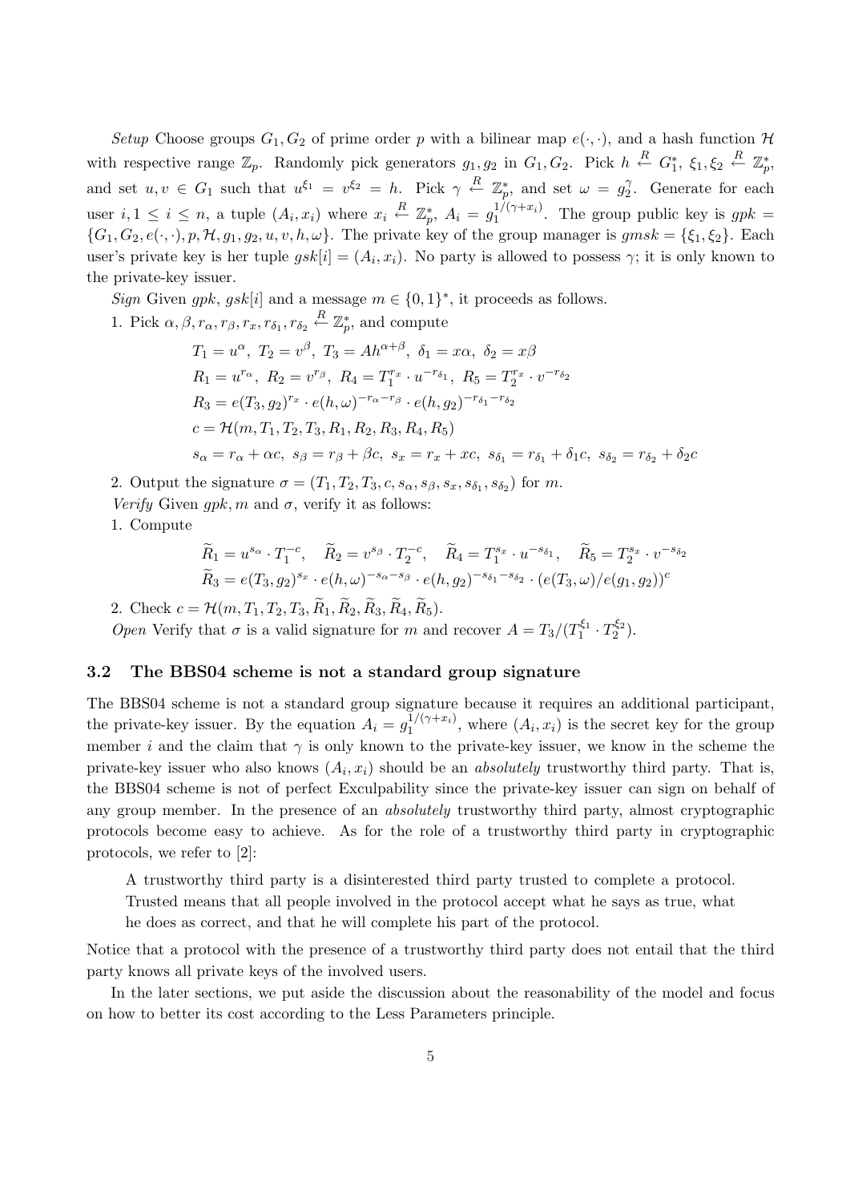*Setup* Choose groups $G_1, G_2$ of prime order $p$ with a bilinear map $e(\cdot,\cdot)$, and a hash function $\mathcal{H}$ with respective range $\mathbb{Z}_p$. Randomly pick generators $g_1, g_2$ in $G_1, G_2$. Pick $h \stackrel{R}{\leftarrow} G_1^*$, $\xi_1, \xi_2 \stackrel{R}{\leftarrow} \mathbb{Z}_p^*$, and set $u, v \in G_1$ such that $u^{\xi_1} = v^{\xi_2} = h$. Pick $\gamma \stackrel{R}{\leftarrow} \mathbb{Z}_p^*$, and set $\omega = g_2^{\gamma}$. Generate for each user $i, 1 \le i \le n$, a tuple $(A_i, x_i)$ where $x_i \stackrel{R}{\leftarrow} \mathbb{Z}_p^*$, $A_i = g_1^{1/(\gamma+x_i)}$. The group public key is $gpk = \{G_1, G_2, e(\cdot,\cdot), p, \mathcal{H}, g_1, g_2, u, v, h, \omega\}$. The private key of the group manager is $gmsk = \{\xi_1, \xi_2\}$. Each user's private key is her tuple $gsk[i] = (A_i, x_i)$. No party is allowed to possess $\gamma$; it is only known to the private-key issuer.

*Sign* Given $gpk$, $gsk[i]$ and a message $m \in \{0,1\}^*$, it proceeds as follows.

1. Pick $\alpha, \beta, r_\alpha, r_\beta, r_x, r_{\delta_1}, r_{\delta_2} \stackrel{R}{\leftarrow} \mathbb{Z}_p^*$, and compute

$$T_1 = u^{\alpha},\ T_2 = v^{\beta},\ T_3 = Ah^{\alpha+\beta},\ \delta_1 = x\alpha,\ \delta_2 = x\beta$$
$$R_1 = u^{r_\alpha},\ R_2 = v^{r_\beta},\ R_4 = T_1^{r_x} \cdot u^{-r_{\delta_1}},\ R_5 = T_2^{r_x} \cdot v^{-r_{\delta_2}}$$
$$R_3 = e(T_3, g_2)^{r_x} \cdot e(h, \omega)^{-r_\alpha - r_\beta} \cdot e(h, g_2)^{-r_{\delta_1} - r_{\delta_2}}$$
$$c = \mathcal{H}(m, T_1, T_2, T_3, R_1, R_2, R_3, R_4, R_5)$$
$$s_\alpha = r_\alpha + \alpha c,\ s_\beta = r_\beta + \beta c,\ s_x = r_x + xc,\ s_{\delta_1} = r_{\delta_1} + \delta_1 c,\ s_{\delta_2} = r_{\delta_2} + \delta_2 c$$

2. Output the signature $\sigma = (T_1, T_2, T_3, c, s_\alpha, s_\beta, s_x, s_{\delta_1}, s_{\delta_2})$ for $m$.

*Verify* Given $gpk, m$ and $\sigma$, verify it as follows:

1. Compute

$$\widetilde{R}_1 = u^{s_\alpha} \cdot T_1^{-c}, \quad \widetilde{R}_2 = v^{s_\beta} \cdot T_2^{-c}, \quad \widetilde{R}_4 = T_1^{s_x} \cdot u^{-s_{\delta_1}}, \quad \widetilde{R}_5 = T_2^{s_x} \cdot v^{-s_{\delta_2}}$$
$$\widetilde{R}_3 = e(T_3, g_2)^{s_x} \cdot e(h, \omega)^{-s_\alpha - s_\beta} \cdot e(h, g_2)^{-s_{\delta_1} - s_{\delta_2}} \cdot (e(T_3, \omega)/e(g_1, g_2))^{c}$$

2. Check $c = \mathcal{H}(m, T_1, T_2, T_3, \widetilde{R}_1, \widetilde{R}_2, \widetilde{R}_3, \widetilde{R}_4, \widetilde{R}_5)$.

*Open* Verify that $\sigma$ is a valid signature for $m$ and recover $A = T_3/(T_1^{\xi_1} \cdot T_2^{\xi_2})$.

### 3.2 The BBS04 scheme is not a standard group signature

The BBS04 scheme is not a standard group signature because it requires an additional participant, the private-key issuer. By the equation $A_i = g_1^{1/(\gamma+x_i)}$, where $(A_i, x_i)$ is the secret key for the group member $i$ and the claim that $\gamma$ is only known to the private-key issuer, we know in the scheme the private-key issuer who also knows $(A_i, x_i)$ should be an *absolutely* trustworthy third party. That is, the BBS04 scheme is not of perfect Exculpability since the private-key issuer can sign on behalf of any group member. In the presence of an *absolutely* trustworthy third party, almost cryptographic protocols become easy to achieve. As for the role of a trustworthy third party in cryptographic protocols, we refer to [2]:

> A trustworthy third party is a disinterested third party trusted to complete a protocol. Trusted means that all people involved in the protocol accept what he says as true, what he does as correct, and that he will complete his part of the protocol.

Notice that a protocol with the presence of a trustworthy third party does not entail that the third party knows all private keys of the involved users.

In the later sections, we put aside the discussion about the reasonability of the model and focus on how to better its cost according to the Less Parameters principle.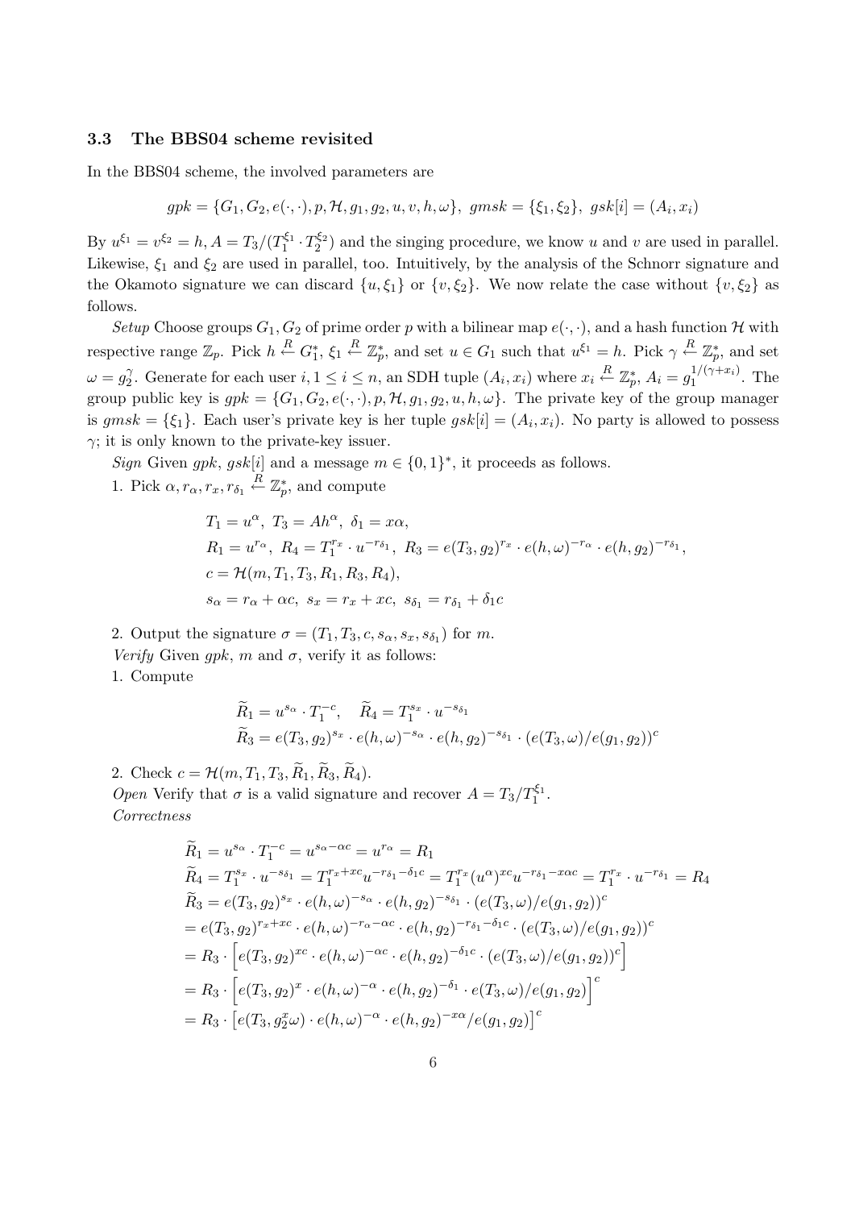### 3.3 The BBS04 scheme revisited

In the BBS04 scheme, the involved parameters are

$$gpk = \{G_1, G_2, e(\cdot,\cdot), p, \mathcal{H}, g_1, g_2, u, v, h, \omega\},\ gmsk = \{\xi_1, \xi_2\},\ gsk[i] = (A_i, x_i)$$

By $u^{\xi_1} = v^{\xi_2} = h$, $A = T_3/(T_1^{\xi_1} \cdot T_2^{\xi_2})$ and the singing procedure, we know $u$ and $v$ are used in parallel. Likewise, $\xi_1$ and $\xi_2$ are used in parallel, too. Intuitively, by the analysis of the Schnorr signature and the Okamoto signature we can discard $\{u, \xi_1\}$ or $\{v, \xi_2\}$. We now relate the case without $\{v, \xi_2\}$ as follows.

*Setup* Choose groups $G_1, G_2$ of prime order $p$ with a bilinear map $e(\cdot,\cdot)$, and a hash function $\mathcal{H}$ with respective range $\mathbb{Z}_p$. Pick $h \xleftarrow{R} G_1^*$, $\xi_1 \xleftarrow{R} \mathbb{Z}_p^*$, and set $u \in G_1$ such that $u^{\xi_1} = h$. Pick $\gamma \xleftarrow{R} \mathbb{Z}_p^*$, and set $\omega = g_2^{\gamma}$. Generate for each user $i, 1 \leq i \leq n$, an SDH tuple $(A_i, x_i)$ where $x_i \xleftarrow{R} \mathbb{Z}_p^*$, $A_i = g_1^{1/(\gamma + x_i)}$. The group public key is $gpk = \{G_1, G_2, e(\cdot,\cdot), p, \mathcal{H}, g_1, g_2, u, h, \omega\}$. The private key of the group manager is $gmsk = \{\xi_1\}$. Each user's private key is her tuple $gsk[i] = (A_i, x_i)$. No party is allowed to possess $\gamma$; it is only known to the private-key issuer.

*Sign* Given $gpk$, $gsk[i]$ and a message $m \in \{0,1\}^*$, it proceeds as follows.

1. Pick $\alpha, r_\alpha, r_x, r_{\delta_1} \xleftarrow{R} \mathbb{Z}_p^*$, and compute

$$T_1 = u^{\alpha},\ T_3 = Ah^{\alpha},\ \delta_1 = x\alpha,$$
$$R_1 = u^{r_\alpha},\ R_4 = T_1^{r_x} \cdot u^{-r_{\delta_1}},\ R_3 = e(T_3, g_2)^{r_x} \cdot e(h, \omega)^{-r_\alpha} \cdot e(h, g_2)^{-r_{\delta_1}},$$
$$c = \mathcal{H}(m, T_1, T_3, R_1, R_3, R_4),$$
$$s_\alpha = r_\alpha + \alpha c,\ s_x = r_x + xc,\ s_{\delta_1} = r_{\delta_1} + \delta_1 c$$

2. Output the signature $\sigma = (T_1, T_3, c, s_\alpha, s_x, s_{\delta_1})$ for $m$.

*Verify* Given $gpk$, $m$ and $\sigma$, verify it as follows:

1. Compute

$$\widetilde{R}_1 = u^{s_\alpha} \cdot T_1^{-c}, \quad \widetilde{R}_4 = T_1^{s_x} \cdot u^{-s_{\delta_1}}$$
$$\widetilde{R}_3 = e(T_3, g_2)^{s_x} \cdot e(h, \omega)^{-s_\alpha} \cdot e(h, g_2)^{-s_{\delta_1}} \cdot (e(T_3, \omega)/e(g_1, g_2))^c$$

2. Check $c = \mathcal{H}(m, T_1, T_3, \widetilde{R}_1, \widetilde{R}_3, \widetilde{R}_4)$.

*Open* Verify that $\sigma$ is a valid signature and recover $A = T_3/T_1^{\xi_1}$.

*Correctness*

$$\widetilde{R}_1 = u^{s_\alpha} \cdot T_1^{-c} = u^{s_\alpha - \alpha c} = u^{r_\alpha} = R_1$$
$$\widetilde{R}_4 = T_1^{s_x} \cdot u^{-s_{\delta_1}} = T_1^{r_x + xc} u^{-r_{\delta_1} - \delta_1 c} = T_1^{r_x} (u^{\alpha})^{xc} u^{-r_{\delta_1} - x\alpha c} = T_1^{r_x} \cdot u^{-r_{\delta_1}} = R_4$$
$$\begin{aligned}
\widetilde{R}_3 &= e(T_3, g_2)^{s_x} \cdot e(h, \omega)^{-s_\alpha} \cdot e(h, g_2)^{-s_{\delta_1}} \cdot (e(T_3, \omega)/e(g_1, g_2))^c \\
&= e(T_3, g_2)^{r_x + xc} \cdot e(h, \omega)^{-r_\alpha - \alpha c} \cdot e(h, g_2)^{-r_{\delta_1} - \delta_1 c} \cdot (e(T_3, \omega)/e(g_1, g_2))^c \\
&= R_3 \cdot \left[ e(T_3, g_2)^{xc} \cdot e(h, \omega)^{-\alpha c} \cdot e(h, g_2)^{-\delta_1 c} \cdot (e(T_3, \omega)/e(g_1, g_2))^c \right] \\
&= R_3 \cdot \left[ e(T_3, g_2)^{x} \cdot e(h, \omega)^{-\alpha} \cdot e(h, g_2)^{-\delta_1} \cdot e(T_3, \omega)/e(g_1, g_2) \right]^c \\
&= R_3 \cdot \left[ e(T_3, g_2^x \omega) \cdot e(h, \omega)^{-\alpha} \cdot e(h, g_2)^{-x\alpha}/e(g_1, g_2) \right]^c
\end{aligned}$$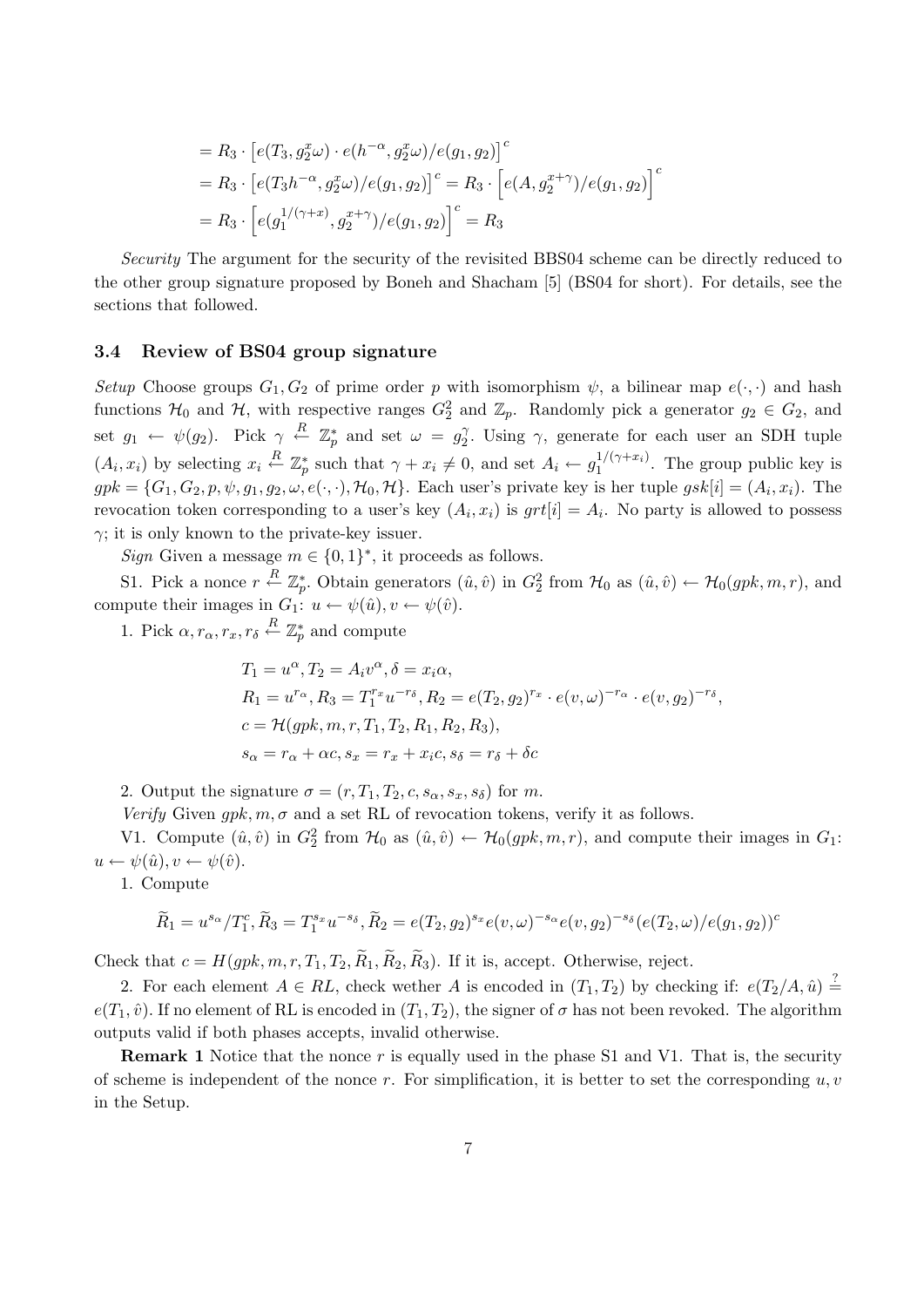$$
\begin{aligned}
&= R_3 \cdot \left[e(T_3, g_2^x \omega) \cdot e(h^{-\alpha}, g_2^x \omega)/e(g_1, g_2)\right]^c \\
&= R_3 \cdot \left[e(T_3 h^{-\alpha}, g_2^x \omega)/e(g_1, g_2)\right]^c = R_3 \cdot \left[e(A, g_2^{x+\gamma})/e(g_1, g_2)\right]^c \\
&= R_3 \cdot \left[e(g_1^{1/(\gamma+x)}, g_2^{x+\gamma})/e(g_1, g_2)\right]^c = R_3
\end{aligned}
$$

*Security* The argument for the security of the revisited BBS04 scheme can be directly reduced to the other group signature proposed by Boneh and Shacham [5] (BS04 for short). For details, see the sections that followed.

### 3.4 Review of BS04 group signature

*Setup* Choose groups $G_1, G_2$ of prime order $p$ with isomorphism $\psi$, a bilinear map $e(\cdot,\cdot)$ and hash functions $\mathcal{H}_0$ and $\mathcal{H}$, with respective ranges $G_2^2$ and $\mathbb{Z}_p$. Randomly pick a generator $g_2 \in G_2$, and set $g_1 \leftarrow \psi(g_2)$. Pick $\gamma \xleftarrow{R} \mathbb{Z}_p^*$ and set $\omega = g_2^\gamma$. Using $\gamma$, generate for each user an SDH tuple $(A_i, x_i)$ by selecting $x_i \xleftarrow{R} \mathbb{Z}_p^*$ such that $\gamma + x_i \neq 0$, and set $A_i \leftarrow g_1^{1/(\gamma+x_i)}$. The group public key is $gpk = \{G_1, G_2, p, \psi, g_1, g_2, \omega, e(\cdot,\cdot), \mathcal{H}_0, \mathcal{H}\}$. Each user's private key is her tuple $gsk[i] = (A_i, x_i)$. The revocation token corresponding to a user's key $(A_i, x_i)$ is $grt[i] = A_i$. No party is allowed to possess $\gamma$; it is only known to the private-key issuer.

*Sign* Given a message $m \in \{0,1\}^*$, it proceeds as follows.

S1. Pick a nonce $r \xleftarrow{R} \mathbb{Z}_p^*$. Obtain generators $(\hat{u}, \hat{v})$ in $G_2^2$ from $\mathcal{H}_0$ as $(\hat{u}, \hat{v}) \leftarrow \mathcal{H}_0(gpk, m, r)$, and compute their images in $G_1$: $u \leftarrow \psi(\hat{u}), v \leftarrow \psi(\hat{v})$.

1. Pick $\alpha, r_\alpha, r_x, r_\delta \xleftarrow{R} \mathbb{Z}_p^*$ and compute

$$
\begin{aligned}
&T_1 = u^\alpha, T_2 = A_i v^\alpha, \delta = x_i \alpha, \\
&R_1 = u^{r_\alpha}, R_3 = T_1^{r_x} u^{-r_\delta}, R_2 = e(T_2, g_2)^{r_x} \cdot e(v, \omega)^{-r_\alpha} \cdot e(v, g_2)^{-r_\delta}, \\
&c = \mathcal{H}(gpk, m, r, T_1, T_2, R_1, R_2, R_3), \\
&s_\alpha = r_\alpha + \alpha c, s_x = r_x + x_i c, s_\delta = r_\delta + \delta c
\end{aligned}
$$

2. Output the signature $\sigma = (r, T_1, T_2, c, s_\alpha, s_x, s_\delta)$ for $m$.

*Verify* Given $gpk, m, \sigma$ and a set RL of revocation tokens, verify it as follows.

V1. Compute $(\hat{u}, \hat{v})$ in $G_2^2$ from $\mathcal{H}_0$ as $(\hat{u}, \hat{v}) \leftarrow \mathcal{H}_0(gpk, m, r)$, and compute their images in $G_1$: $u \leftarrow \psi(\hat{u}), v \leftarrow \psi(\hat{v})$.

1. Compute

$$
\widetilde{R}_1 = u^{s_\alpha}/T_1^c, \widetilde{R}_3 = T_1^{s_x} u^{-s_\delta}, \widetilde{R}_2 = e(T_2, g_2)^{s_x} e(v, \omega)^{-s_\alpha} e(v, g_2)^{-s_\delta} (e(T_2, \omega)/e(g_1, g_2))^c
$$

Check that $c = H(gpk, m, r, T_1, T_2, \widetilde{R}_1, \widetilde{R}_2, \widetilde{R}_3)$. If it is, accept. Otherwise, reject.

2. For each element $A \in RL$, check wether $A$ is encoded in $(T_1, T_2)$ by checking if: $e(T_2/A, \hat{u}) \stackrel{?}{=} e(T_1, \hat{v})$. If no element of RL is encoded in $(T_1, T_2)$, the signer of $\sigma$ has not been revoked. The algorithm outputs valid if both phases accepts, invalid otherwise.

**Remark 1** Notice that the nonce $r$ is equally used in the phase S1 and V1. That is, the security of scheme is independent of the nonce $r$. For simplification, it is better to set the corresponding $u, v$ in the Setup.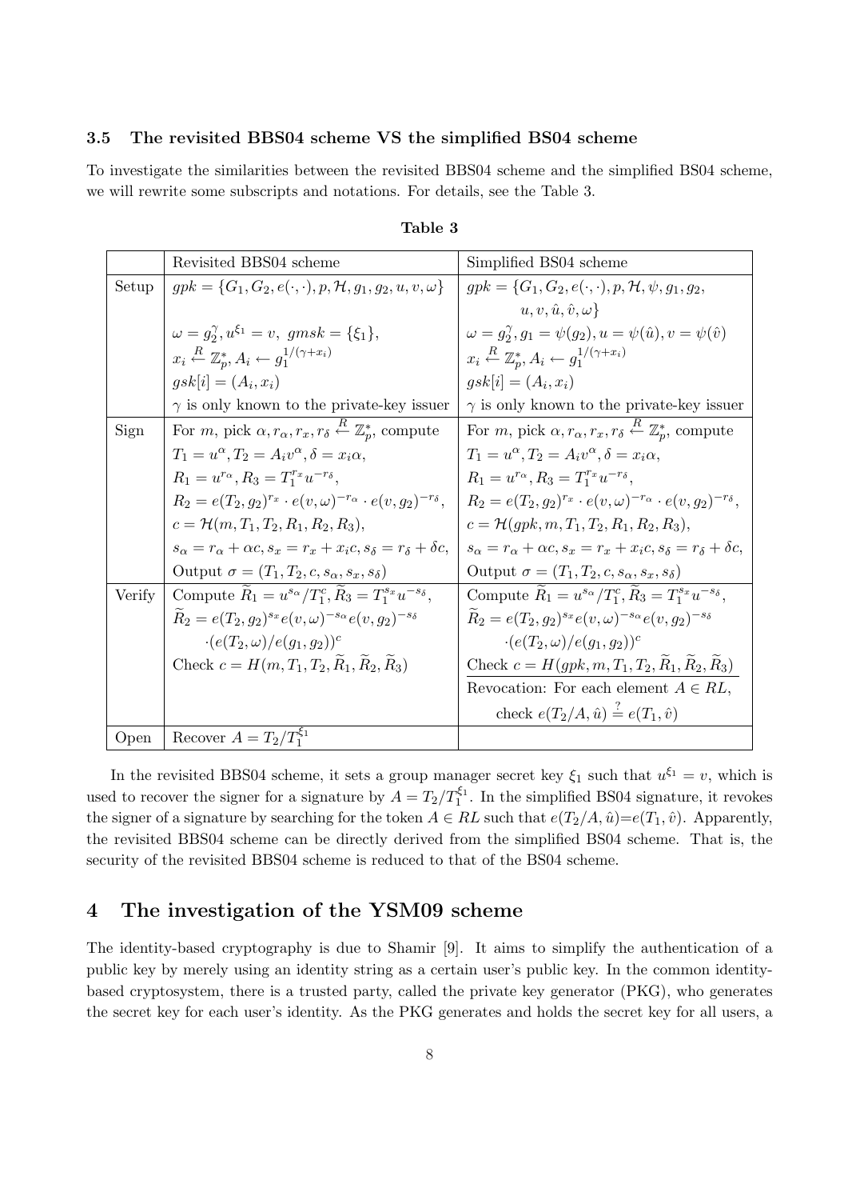### 3.5 The revisited BBS04 scheme VS the simplified BS04 scheme

To investigate the similarities between the revisited BBS04 scheme and the simplified BS04 scheme, we will rewrite some subscripts and notations. For details, see the Table 3.

**Table 3**

| | Revisited BBS04 scheme | Simplified BS04 scheme |
|---|---|---|
| Setup | $gpk = \{G_1, G_2, e(\cdot,\cdot), p, \mathcal{H}, g_1, g_2, u, v, \omega\}$<br><br>$\omega = g_2^{\gamma}, u^{\xi_1} = v,\ gmsk = \{\xi_1\}$,<br>$x_i \xleftarrow{R} \mathbb{Z}_p^*, A_i \leftarrow g_1^{1/(\gamma+x_i)}$<br>$gsk[i] = (A_i, x_i)$<br>$\gamma$ is only known to the private-key issuer | $gpk = \{G_1, G_2, e(\cdot,\cdot), p, \mathcal{H}, \psi, g_1, g_2,$<br>$u, v, \hat{u}, \hat{v}, \omega\}$<br>$\omega = g_2^{\gamma}, g_1 = \psi(g_2), u = \psi(\hat{u}), v = \psi(\hat{v})$<br>$x_i \xleftarrow{R} \mathbb{Z}_p^*, A_i \leftarrow g_1^{1/(\gamma+x_i)}$<br>$gsk[i] = (A_i, x_i)$<br>$\gamma$ is only known to the private-key issuer |
| Sign | For $m$, pick $\alpha, r_\alpha, r_x, r_\delta \xleftarrow{R} \mathbb{Z}_p^*$, compute<br>$T_1 = u^{\alpha}, T_2 = A_i v^{\alpha}, \delta = x_i\alpha$,<br>$R_1 = u^{r_\alpha}, R_3 = T_1^{r_x} u^{-r_\delta}$,<br>$R_2 = e(T_2, g_2)^{r_x} \cdot e(v,\omega)^{-r_\alpha} \cdot e(v, g_2)^{-r_\delta}$,<br>$c = \mathcal{H}(m, T_1, T_2, R_1, R_2, R_3)$,<br>$s_\alpha = r_\alpha + \alpha c, s_x = r_x + x_i c, s_\delta = r_\delta + \delta c$,<br>Output $\sigma = (T_1, T_2, c, s_\alpha, s_x, s_\delta)$ | For $m$, pick $\alpha, r_\alpha, r_x, r_\delta \xleftarrow{R} \mathbb{Z}_p^*$, compute<br>$T_1 = u^{\alpha}, T_2 = A_i v^{\alpha}, \delta = x_i\alpha$,<br>$R_1 = u^{r_\alpha}, R_3 = T_1^{r_x} u^{-r_\delta}$,<br>$R_2 = e(T_2, g_2)^{r_x} \cdot e(v,\omega)^{-r_\alpha} \cdot e(v, g_2)^{-r_\delta}$,<br>$c = \mathcal{H}(gpk, m, T_1, T_2, R_1, R_2, R_3)$,<br>$s_\alpha = r_\alpha + \alpha c, s_x = r_x + x_i c, s_\delta = r_\delta + \delta c$,<br>Output $\sigma = (T_1, T_2, c, s_\alpha, s_x, s_\delta)$ |
| Verify | Compute $\widetilde{R}_1 = u^{s_\alpha}/T_1^c, \widetilde{R}_3 = T_1^{s_x} u^{-s_\delta}$,<br>$\widetilde{R}_2 = e(T_2, g_2)^{s_x} e(v,\omega)^{-s_\alpha} e(v, g_2)^{-s_\delta}$<br>$\cdot(e(T_2,\omega)/e(g_1, g_2))^c$<br>Check $c = H(m, T_1, T_2, \widetilde{R}_1, \widetilde{R}_2, \widetilde{R}_3)$ | Compute $\widetilde{R}_1 = u^{s_\alpha}/T_1^c, \widetilde{R}_3 = T_1^{s_x} u^{-s_\delta}$,<br>$\widetilde{R}_2 = e(T_2, g_2)^{s_x} e(v,\omega)^{-s_\alpha} e(v, g_2)^{-s_\delta}$<br>$\cdot(e(T_2,\omega)/e(g_1, g_2))^c$<br>Check $c = H(gpk, m, T_1, T_2, \widetilde{R}_1, \widetilde{R}_2, \widetilde{R}_3)$<br>Revocation: For each element $A \in RL$,<br>check $e(T_2/A, \hat{u}) \stackrel{?}{=} e(T_1, \hat{v})$ |
| Open | Recover $A = T_2/T_1^{\xi_1}$ | |

In the revisited BBS04 scheme, it sets a group manager secret key $\xi_1$ such that $u^{\xi_1} = v$, which is used to recover the signer for a signature by $A = T_2/T_1^{\xi_1}$. In the simplified BS04 signature, it revokes the signer of a signature by searching for the token $A \in RL$ such that $e(T_2/A, \hat{u})$=$e(T_1, \hat{v})$. Apparently, the revisited BBS04 scheme can be directly derived from the simplified BS04 scheme. That is, the security of the revisited BBS04 scheme is reduced to that of the BS04 scheme.

## 4 The investigation of the YSM09 scheme

The identity-based cryptography is due to Shamir [9]. It aims to simplify the authentication of a public key by merely using an identity string as a certain user's public key. In the common identity-based cryptosystem, there is a trusted party, called the private key generator (PKG), who generates the secret key for each user's identity. As the PKG generates and holds the secret key for all users, a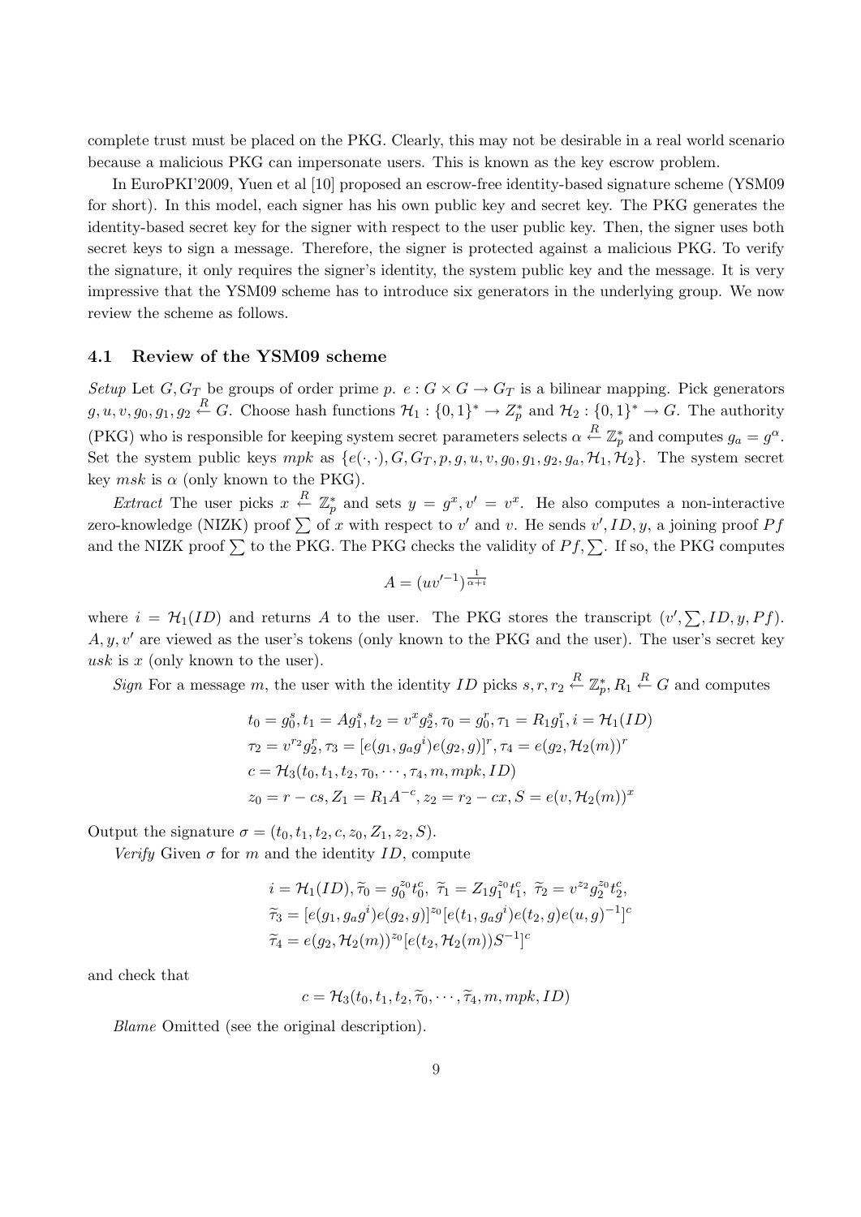complete trust must be placed on the PKG. Clearly, this may not be desirable in a real world scenario because a malicious PKG can impersonate users. This is known as the key escrow problem.

In EuroPKI'2009, Yuen et al [10] proposed an escrow-free identity-based signature scheme (YSM09 for short). In this model, each signer has his own public key and secret key. The PKG generates the identity-based secret key for the signer with respect to the user public key. Then, the signer uses both secret keys to sign a message. Therefore, the signer is protected against a malicious PKG. To verify the signature, it only requires the signer's identity, the system public key and the message. It is very impressive that the YSM09 scheme has to introduce six generators in the underlying group. We now review the scheme as follows.

### 4.1 Review of the YSM09 scheme

*Setup* Let $G, G_T$ be groups of order prime $p$. $e : G \times G \to G_T$ is a bilinear mapping. Pick generators $g, u, v, g_0, g_1, g_2 \stackrel{R}{\leftarrow} G$. Choose hash functions $\mathcal{H}_1 : \{0,1\}^* \to Z_p^*$ and $\mathcal{H}_2 : \{0,1\}^* \to G$. The authority (PKG) who is responsible for keeping system secret parameters selects $\alpha \stackrel{R}{\leftarrow} \mathbb{Z}_p^*$ and computes $g_a = g^\alpha$. Set the system public keys $mpk$ as $\{e(\cdot,\cdot), G, G_T, p, g, u, v, g_0, g_1, g_2, g_a, \mathcal{H}_1, \mathcal{H}_2\}$. The system secret key $msk$ is $\alpha$ (only known to the PKG).

*Extract* The user picks $x \stackrel{R}{\leftarrow} \mathbb{Z}_p^*$ and sets $y = g^x, v' = v^x$. He also computes a non-interactive zero-knowledge (NIZK) proof $\sum$ of $x$ with respect to $v'$ and $v$. He sends $v', ID, y$, a joining proof $Pf$ and the NIZK proof $\sum$ to the PKG. The PKG checks the validity of $Pf, \sum$. If so, the PKG computes

$$A = (uv'^{-1})^{\frac{1}{\alpha+i}}$$

where $i = \mathcal{H}_1(ID)$ and returns $A$ to the user. The PKG stores the transcript $(v', \sum, ID, y, Pf)$. $A, y, v'$ are viewed as the user's tokens (only known to the PKG and the user). The user's secret key $usk$ is $x$ (only known to the user).

*Sign* For a message $m$, the user with the identity $ID$ picks $s, r, r_2 \stackrel{R}{\leftarrow} \mathbb{Z}_p^*, R_1 \stackrel{R}{\leftarrow} G$ and computes

$$t_0 = g_0^s, t_1 = Ag_1^s, t_2 = v^x g_2^s, \tau_0 = g_0^r, \tau_1 = R_1 g_1^r, i = \mathcal{H}_1(ID)$$
$$\tau_2 = v^{r_2} g_2^r, \tau_3 = [e(g_1, g_a g^i) e(g_2, g)]^r, \tau_4 = e(g_2, \mathcal{H}_2(m))^r$$
$$c = \mathcal{H}_3(t_0, t_1, t_2, \tau_0, \cdots, \tau_4, m, mpk, ID)$$
$$z_0 = r - cs, Z_1 = R_1 A^{-c}, z_2 = r_2 - cx, S = e(v, \mathcal{H}_2(m))^x$$

Output the signature $\sigma = (t_0, t_1, t_2, c, z_0, Z_1, z_2, S)$.

*Verify* Given $\sigma$ for $m$ and the identity $ID$, compute

$$i = \mathcal{H}_1(ID), \widetilde{\tau}_0 = g_0^{z_0} t_0^c,\ \widetilde{\tau}_1 = Z_1 g_1^{z_0} t_1^c,\ \widetilde{\tau}_2 = v^{z_2} g_2^{z_0} t_2^c,$$
$$\widetilde{\tau}_3 = [e(g_1, g_a g^i) e(g_2, g)]^{z_0} [e(t_1, g_a g^i) e(t_2, g) e(u, g)^{-1}]^c$$
$$\widetilde{\tau}_4 = e(g_2, \mathcal{H}_2(m))^{z_0} [e(t_2, \mathcal{H}_2(m)) S^{-1}]^c$$

and check that

$$c = \mathcal{H}_3(t_0, t_1, t_2, \widetilde{\tau}_0, \cdots, \widetilde{\tau}_4, m, mpk, ID)$$

*Blame* Omitted (see the original description).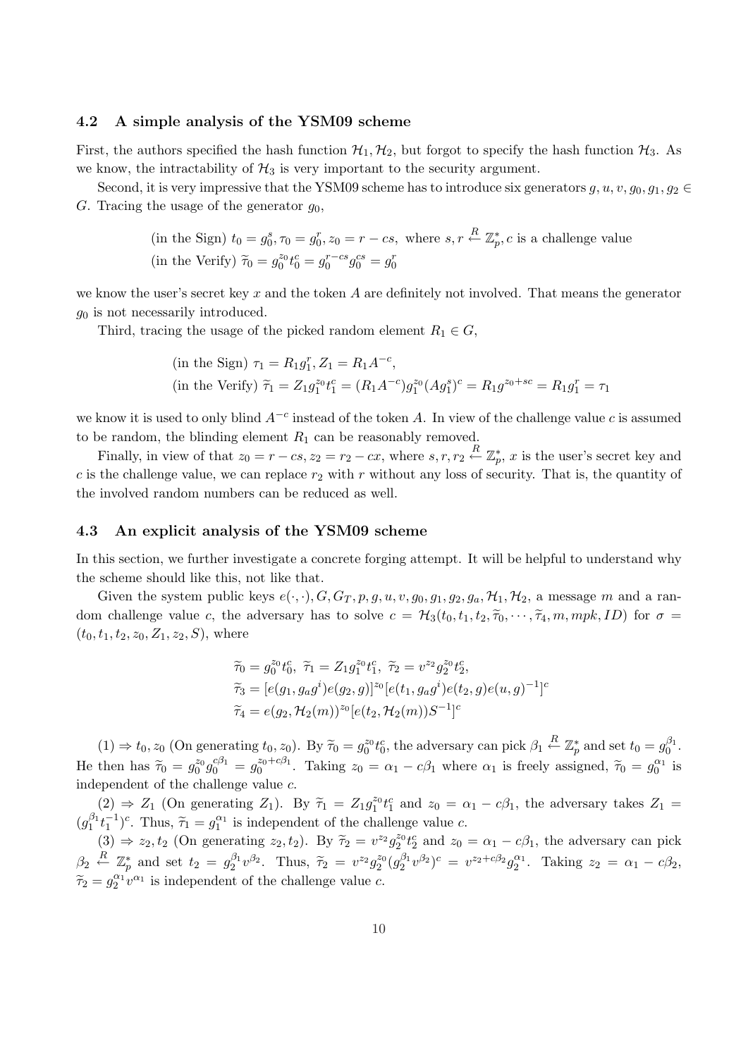### 4.2 A simple analysis of the YSM09 scheme

First, the authors specified the hash function $\mathcal{H}_1, \mathcal{H}_2$, but forgot to specify the hash function $\mathcal{H}_3$. As we know, the intractability of $\mathcal{H}_3$ is very important to the security argument.

Second, it is very impressive that the YSM09 scheme has to introduce six generators $g, u, v, g_0, g_1, g_2 \in G$. Tracing the usage of the generator $g_0$,

$$\text{(in the Sign) } t_0 = g_0^s, \tau_0 = g_0^r, z_0 = r - cs, \text{ where } s, r \xleftarrow{R} \mathbb{Z}_p^*, c \text{ is a challenge value}$$
$$\text{(in the Verify) } \widetilde{\tau}_0 = g_0^{z_0} t_0^c = g_0^{r-cs} g_0^{cs} = g_0^r$$

we know the user's secret key $x$ and the token $A$ are definitely not involved. That means the generator $g_0$ is not necessarily introduced.

Third, tracing the usage of the picked random element $R_1 \in G$,

$$\text{(in the Sign) } \tau_1 = R_1 g_1^r, Z_1 = R_1 A^{-c},$$
$$\text{(in the Verify) } \widetilde{\tau}_1 = Z_1 g_1^{z_0} t_1^c = (R_1 A^{-c}) g_1^{z_0} (A g_1^s)^c = R_1 g^{z_0 + sc} = R_1 g_1^r = \tau_1$$

we know it is used to only blind $A^{-c}$ instead of the token $A$. In view of the challenge value $c$ is assumed to be random, the blinding element $R_1$ can be reasonably removed.

Finally, in view of that $z_0 = r - cs, z_2 = r_2 - cx$, where $s, r, r_2 \xleftarrow{R} \mathbb{Z}_p^*$, $x$ is the user's secret key and $c$ is the challenge value, we can replace $r_2$ with $r$ without any loss of security. That is, the quantity of the involved random numbers can be reduced as well.

### 4.3 An explicit analysis of the YSM09 scheme

In this section, we further investigate a concrete forging attempt. It will be helpful to understand why the scheme should like this, not like that.

Given the system public keys $e(\cdot,\cdot), G, G_T, p, g, u, v, g_0, g_1, g_2, g_a, \mathcal{H}_1, \mathcal{H}_2$, a message $m$ and a random challenge value $c$, the adversary has to solve $c = \mathcal{H}_3(t_0, t_1, t_2, \widetilde{\tau}_0, \cdots, \widetilde{\tau}_4, m, mpk, ID)$ for $\sigma = (t_0, t_1, t_2, z_0, Z_1, z_2, S)$, where

$$\widetilde{\tau}_0 = g_0^{z_0} t_0^c, \ \widetilde{\tau}_1 = Z_1 g_1^{z_0} t_1^c, \ \widetilde{\tau}_2 = v^{z_2} g_2^{z_0} t_2^c,$$
$$\widetilde{\tau}_3 = [e(g_1, g_a g^i) e(g_2, g)]^{z_0} [e(t_1, g_a g^i) e(t_2, g) e(u, g)^{-1}]^c$$
$$\widetilde{\tau}_4 = e(g_2, \mathcal{H}_2(m))^{z_0} [e(t_2, \mathcal{H}_2(m)) S^{-1}]^c$$

(1) $\Rightarrow t_0, z_0$ (On generating $t_0, z_0$). By $\widetilde{\tau}_0 = g_0^{z_0} t_0^c$, the adversary can pick $\beta_1 \xleftarrow{R} \mathbb{Z}_p^*$ and set $t_0 = g_0^{\beta_1}$. He then has $\widetilde{\tau}_0 = g_0^{z_0} g_0^{c\beta_1} = g_0^{z_0 + c\beta_1}$. Taking $z_0 = \alpha_1 - c\beta_1$ where $\alpha_1$ is freely assigned, $\widetilde{\tau}_0 = g_0^{\alpha_1}$ is independent of the challenge value $c$.

(2) $\Rightarrow Z_1$ (On generating $Z_1$). By $\widetilde{\tau}_1 = Z_1 g_1^{z_0} t_1^c$ and $z_0 = \alpha_1 - c\beta_1$, the adversary takes $Z_1 = (g_1^{\beta_1} t_1^{-1})^c$. Thus, $\widetilde{\tau}_1 = g_1^{\alpha_1}$ is independent of the challenge value $c$.

(3) $\Rightarrow z_2, t_2$ (On generating $z_2, t_2$). By $\widetilde{\tau}_2 = v^{z_2} g_2^{z_0} t_2^c$ and $z_0 = \alpha_1 - c\beta_1$, the adversary can pick $\beta_2 \xleftarrow{R} \mathbb{Z}_p^*$ and set $t_2 = g_2^{\beta_1} v^{\beta_2}$. Thus, $\widetilde{\tau}_2 = v^{z_2} g_2^{z_0} (g_2^{\beta_1} v^{\beta_2})^c = v^{z_2 + c\beta_2} g_2^{\alpha_1}$. Taking $z_2 = \alpha_1 - c\beta_2$, $\widetilde{\tau}_2 = g_2^{\alpha_1} v^{\alpha_1}$ is independent of the challenge value $c$.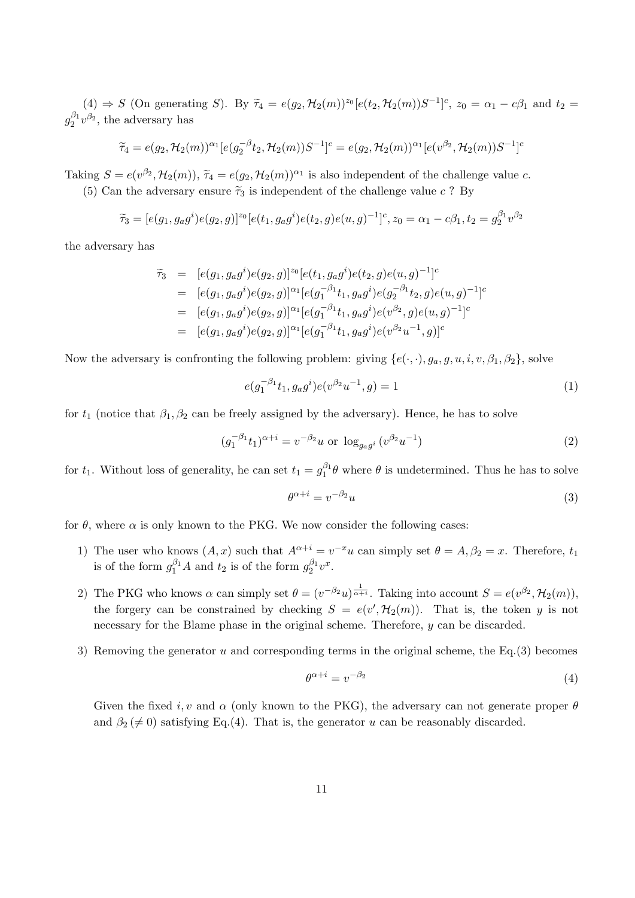(4) $\Rightarrow S$ (On generating $S$). By $\widetilde{\tau}_4 = e(g_2, \mathcal{H}_2(m))^{z_0}[e(t_2, \mathcal{H}_2(m))S^{-1}]^c$, $z_0 = \alpha_1 - c\beta_1$ and $t_2 = g_2^{\beta_1}v^{\beta_2}$, the adversary has

$$\widetilde{\tau}_4 = e(g_2, \mathcal{H}_2(m))^{\alpha_1}[e(g_2^{-\beta}t_2, \mathcal{H}_2(m))S^{-1}]^c = e(g_2, \mathcal{H}_2(m))^{\alpha_1}[e(v^{\beta_2}, \mathcal{H}_2(m))S^{-1}]^c$$

Taking $S = e(v^{\beta_2}, \mathcal{H}_2(m))$, $\widetilde{\tau}_4 = e(g_2, \mathcal{H}_2(m))^{\alpha_1}$ is also independent of the challenge value $c$.

(5) Can the adversary ensure $\widetilde{\tau}_3$ is independent of the challenge value $c$ ? By

$$\widetilde{\tau}_3 = [e(g_1, g_a g^i)e(g_2, g)]^{z_0}[e(t_1, g_a g^i)e(t_2, g)e(u, g)^{-1}]^c, z_0 = \alpha_1 - c\beta_1, t_2 = g_2^{\beta_1}v^{\beta_2}$$

the adversary has

$$\begin{aligned}
\widetilde{\tau}_3 &= [e(g_1, g_a g^i)e(g_2, g)]^{z_0}[e(t_1, g_a g^i)e(t_2, g)e(u, g)^{-1}]^c \\
&= [e(g_1, g_a g^i)e(g_2, g)]^{\alpha_1}[e(g_1^{-\beta_1}t_1, g_a g^i)e(g_2^{-\beta_1}t_2, g)e(u, g)^{-1}]^c \\
&= [e(g_1, g_a g^i)e(g_2, g)]^{\alpha_1}[e(g_1^{-\beta_1}t_1, g_a g^i)e(v^{\beta_2}, g)e(u, g)^{-1}]^c \\
&= [e(g_1, g_a g^i)e(g_2, g)]^{\alpha_1}[e(g_1^{-\beta_1}t_1, g_a g^i)e(v^{\beta_2}u^{-1}, g)]^c
\end{aligned}$$

Now the adversary is confronting the following problem: giving $\{e(\cdot,\cdot), g_a, g, u, i, v, \beta_1, \beta_2\}$, solve

$$e(g_1^{-\beta_1}t_1, g_a g^i)e(v^{\beta_2}u^{-1}, g) = 1 \tag{1}$$

for $t_1$ (notice that $\beta_1, \beta_2$ can be freely assigned by the adversary). Hence, he has to solve

$$(g_1^{-\beta_1}t_1)^{\alpha+i} = v^{-\beta_2}u \text{ or } \log_{g_a g^i}(v^{\beta_2}u^{-1}) \tag{2}$$

for $t_1$. Without loss of generality, he can set $t_1 = g_1^{\beta_1}\theta$ where $\theta$ is undetermined. Thus he has to solve

$$\theta^{\alpha+i} = v^{-\beta_2}u \tag{3}$$

for $\theta$, where $\alpha$ is only known to the PKG. We now consider the following cases:

1) The user who knows $(A, x)$ such that $A^{\alpha+i} = v^{-x}u$ can simply set $\theta = A, \beta_2 = x$. Therefore, $t_1$ is of the form $g_1^{\beta_1}A$ and $t_2$ is of the form $g_2^{\beta_1}v^x$.

2) The PKG who knows $\alpha$ can simply set $\theta = (v^{-\beta_2}u)^{\frac{1}{\alpha+i}}$. Taking into account $S = e(v^{\beta_2}, \mathcal{H}_2(m))$, the forgery can be constrained by checking $S = e(v', \mathcal{H}_2(m))$. That is, the token $y$ is not necessary for the Blame phase in the original scheme. Therefore, $y$ can be discarded.

3) Removing the generator $u$ and corresponding terms in the original scheme, the Eq.(3) becomes

$$\theta^{\alpha+i} = v^{-\beta_2} \tag{4}$$

Given the fixed $i, v$ and $\alpha$ (only known to the PKG), the adversary can not generate proper $\theta$ and $\beta_2\,(\neq 0)$ satisfying Eq.(4). That is, the generator $u$ can be reasonably discarded.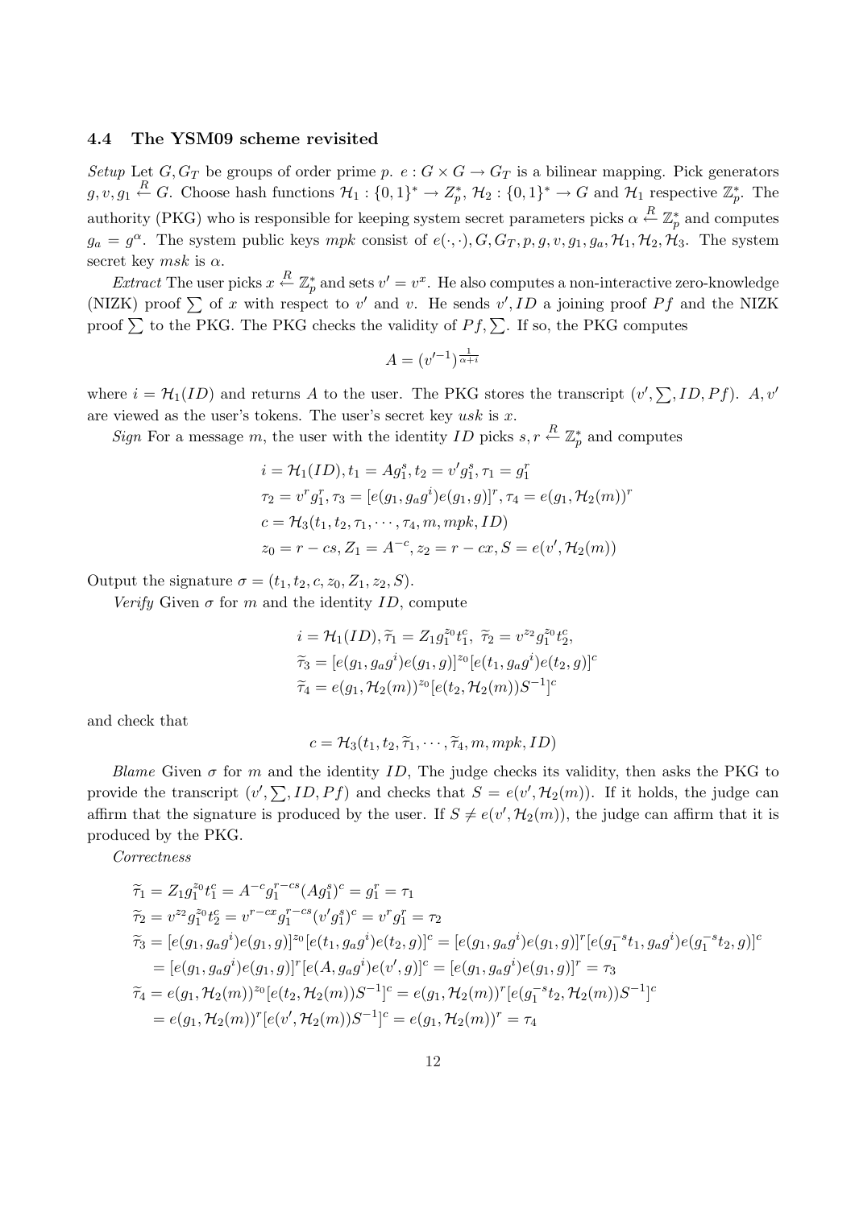### 4.4 The YSM09 scheme revisited

*Setup* Let $G, G_T$ be groups of order prime $p$. $e : G \times G \rightarrow G_T$ is a bilinear mapping. Pick generators $g, v, g_1 \stackrel{R}{\leftarrow} G$. Choose hash functions $\mathcal{H}_1 : \{0,1\}^* \rightarrow Z_p^*$, $\mathcal{H}_2 : \{0,1\}^* \rightarrow G$ and $\mathcal{H}_1$ respective $\mathbb{Z}_p^*$. The authority (PKG) who is responsible for keeping system secret parameters picks $\alpha \stackrel{R}{\leftarrow} \mathbb{Z}_p^*$ and computes $g_a = g^\alpha$. The system public keys $mpk$ consist of $e(\cdot,\cdot), G, G_T, p, g, v, g_1, g_a, \mathcal{H}_1, \mathcal{H}_2, \mathcal{H}_3$. The system secret key $msk$ is $\alpha$.

*Extract* The user picks $x \stackrel{R}{\leftarrow} \mathbb{Z}_p^*$ and sets $v' = v^x$. He also computes a non-interactive zero-knowledge (NIZK) proof $\sum$ of $x$ with respect to $v'$ and $v$. He sends $v', ID$ a joining proof $Pf$ and the NIZK proof $\sum$ to the PKG. The PKG checks the validity of $Pf, \sum$. If so, the PKG computes

$$A = (v'^{-1})^{\frac{1}{\alpha+i}}$$

where $i = \mathcal{H}_1(ID)$ and returns $A$ to the user. The PKG stores the transcript $(v', \sum, ID, Pf)$. $A, v'$ are viewed as the user's tokens. The user's secret key $usk$ is $x$.

*Sign* For a message $m$, the user with the identity $ID$ picks $s, r \stackrel{R}{\leftarrow} \mathbb{Z}_p^*$ and computes

$$\begin{aligned}
&i = \mathcal{H}_1(ID), t_1 = A g_1^s, t_2 = v' g_1^s, \tau_1 = g_1^r \\
&\tau_2 = v^r g_1^r, \tau_3 = [e(g_1, g_a g^i) e(g_1, g)]^r, \tau_4 = e(g_1, \mathcal{H}_2(m))^r \\
&c = \mathcal{H}_3(t_1, t_2, \tau_1, \cdots, \tau_4, m, mpk, ID) \\
&z_0 = r - cs, Z_1 = A^{-c}, z_2 = r - cx, S = e(v', \mathcal{H}_2(m))
\end{aligned}$$

Output the signature $\sigma = (t_1, t_2, c, z_0, Z_1, z_2, S)$.

*Verify* Given $\sigma$ for $m$ and the identity $ID$, compute

$$\begin{aligned}
&i = \mathcal{H}_1(ID), \widetilde{\tau}_1 = Z_1 g_1^{z_0} t_1^c, \ \widetilde{\tau}_2 = v^{z_2} g_1^{z_0} t_2^c, \\
&\widetilde{\tau}_3 = [e(g_1, g_a g^i) e(g_1, g)]^{z_0} [e(t_1, g_a g^i) e(t_2, g)]^c \\
&\widetilde{\tau}_4 = e(g_1, \mathcal{H}_2(m))^{z_0} [e(t_2, \mathcal{H}_2(m)) S^{-1}]^c
\end{aligned}$$

and check that

$$c = \mathcal{H}_3(t_1, t_2, \widetilde{\tau}_1, \cdots, \widetilde{\tau}_4, m, mpk, ID)$$

*Blame* Given $\sigma$ for $m$ and the identity $ID$, The judge checks its validity, then asks the PKG to provide the transcript $(v', \sum, ID, Pf)$ and checks that $S = e(v', \mathcal{H}_2(m))$. If it holds, the judge can affirm that the signature is produced by the user. If $S \neq e(v', \mathcal{H}_2(m))$, the judge can affirm that it is produced by the PKG.

*Correctness*

$$\begin{aligned}
\widetilde{\tau}_1 &= Z_1 g_1^{z_0} t_1^c = A^{-c} g_1^{r-cs} (A g_1^s)^c = g_1^r = \tau_1 \\
\widetilde{\tau}_2 &= v^{z_2} g_1^{z_0} t_2^c = v^{r-cx} g_1^{r-cs} (v' g_1^s)^c = v^r g_1^r = \tau_2 \\
\widetilde{\tau}_3 &= [e(g_1, g_a g^i) e(g_1, g)]^{z_0} [e(t_1, g_a g^i) e(t_2, g)]^c = [e(g_1, g_a g^i) e(g_1, g)]^r [e(g_1^{-s} t_1, g_a g^i) e(g_1^{-s} t_2, g)]^c \\
&= [e(g_1, g_a g^i) e(g_1, g)]^r [e(A, g_a g^i) e(v', g)]^c = [e(g_1, g_a g^i) e(g_1, g)]^r = \tau_3 \\
\widetilde{\tau}_4 &= e(g_1, \mathcal{H}_2(m))^{z_0} [e(t_2, \mathcal{H}_2(m)) S^{-1}]^c = e(g_1, \mathcal{H}_2(m))^r [e(g_1^{-s} t_2, \mathcal{H}_2(m)) S^{-1}]^c \\
&= e(g_1, \mathcal{H}_2(m))^r [e(v', \mathcal{H}_2(m)) S^{-1}]^c = e(g_1, \mathcal{H}_2(m))^r = \tau_4
\end{aligned}$$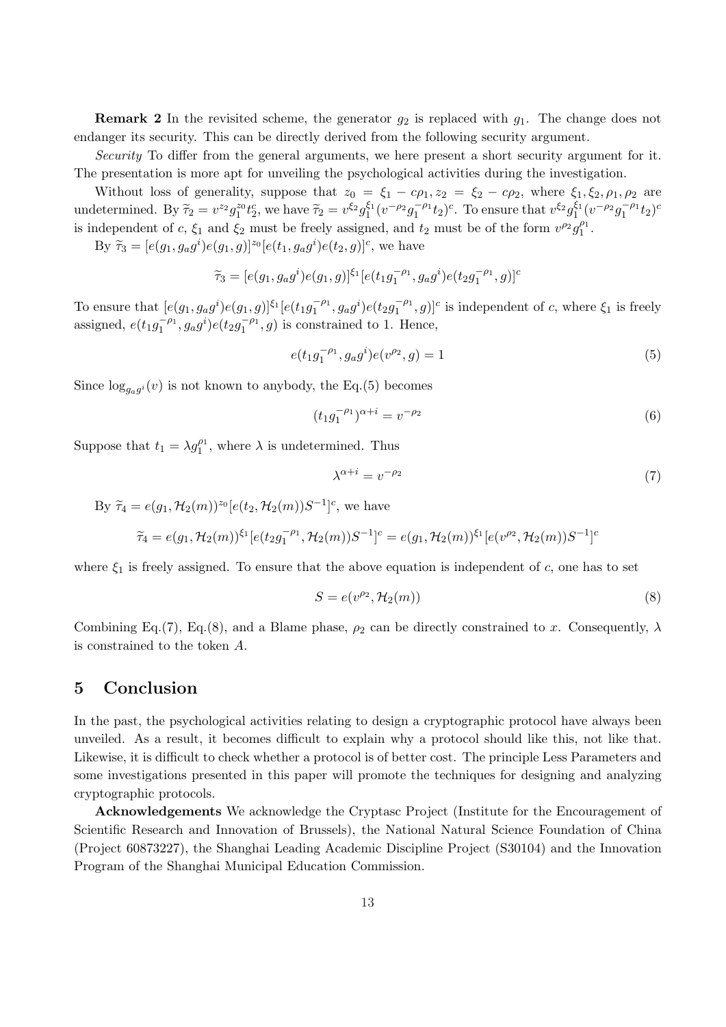**Remark 2** In the revisited scheme, the generator $g_2$ is replaced with $g_1$. The change does not endanger its security. This can be directly derived from the following security argument.

*Security* To differ from the general arguments, we here present a short security argument for it. The presentation is more apt for unveiling the psychological activities during the investigation.

Without loss of generality, suppose that $z_0 = \xi_1 - c\rho_1, z_2 = \xi_2 - c\rho_2$, where $\xi_1, \xi_2, \rho_1, \rho_2$ are undetermined. By $\widetilde{\tau}_2 = v^{z_2} g_1^{z_0} t_2^c$, we have $\widetilde{\tau}_2 = v^{\xi_2} g_1^{\xi_1} (v^{-\rho_2} g_1^{-\rho_1} t_2)^c$. To ensure that $v^{\xi_2} g_1^{\xi_1} (v^{-\rho_2} g_1^{-\rho_1} t_2)^c$ is independent of $c$, $\xi_1$ and $\xi_2$ must be freely assigned, and $t_2$ must be of the form $v^{\rho_2} g_1^{\rho_1}$.

By $\widetilde{\tau}_3 = [e(g_1, g_a g^i) e(g_1, g)]^{z_0} [e(t_1, g_a g^i) e(t_2, g)]^c$, we have

$$\widetilde{\tau}_3 = [e(g_1, g_a g^i) e(g_1, g)]^{\xi_1} [e(t_1 g_1^{-\rho_1}, g_a g^i) e(t_2 g_1^{-\rho_1}, g)]^c$$

To ensure that $[e(g_1, g_a g^i) e(g_1, g)]^{\xi_1} [e(t_1 g_1^{-\rho_1}, g_a g^i) e(t_2 g_1^{-\rho_1}, g)]^c$ is independent of $c$, where $\xi_1$ is freely assigned, $e(t_1 g_1^{-\rho_1}, g_a g^i) e(t_2 g_1^{-\rho_1}, g)$ is constrained to 1. Hence,

$$e(t_1 g_1^{-\rho_1}, g_a g^i) e(v^{\rho_2}, g) = 1 \tag{5}$$

Since $\log_{g_a g^i}(v)$ is not known to anybody, the Eq.(5) becomes

$$(t_1 g_1^{-\rho_1})^{\alpha + i} = v^{-\rho_2} \tag{6}$$

Suppose that $t_1 = \lambda g_1^{\rho_1}$, where $\lambda$ is undetermined. Thus

$$\lambda^{\alpha + i} = v^{-\rho_2} \tag{7}$$

By $\widetilde{\tau}_4 = e(g_1, \mathcal{H}_2(m))^{z_0} [e(t_2, \mathcal{H}_2(m)) S^{-1}]^c$, we have

$$\widetilde{\tau}_4 = e(g_1, \mathcal{H}_2(m))^{\xi_1} [e(t_2 g_1^{-\rho_1}, \mathcal{H}_2(m)) S^{-1}]^c = e(g_1, \mathcal{H}_2(m))^{\xi_1} [e(v^{\rho_2}, \mathcal{H}_2(m)) S^{-1}]^c$$

where $\xi_1$ is freely assigned. To ensure that the above equation is independent of $c$, one has to set

$$S = e(v^{\rho_2}, \mathcal{H}_2(m)) \tag{8}$$

Combining Eq.(7), Eq.(8), and a Blame phase, $\rho_2$ can be directly constrained to $x$. Consequently, $\lambda$ is constrained to the token $A$.

## 5 Conclusion

In the past, the psychological activities relating to design a cryptographic protocol have always been unveiled. As a result, it becomes difficult to explain why a protocol should like this, not like that. Likewise, it is difficult to check whether a protocol is of better cost. The principle Less Parameters and some investigations presented in this paper will promote the techniques for designing and analyzing cryptographic protocols.

**Acknowledgements** We acknowledge the Cryptasc Project (Institute for the Encouragement of Scientific Research and Innovation of Brussels), the National Natural Science Foundation of China (Project 60873227), the Shanghai Leading Academic Discipline Project (S30104) and the Innovation Program of the Shanghai Municipal Education Commission.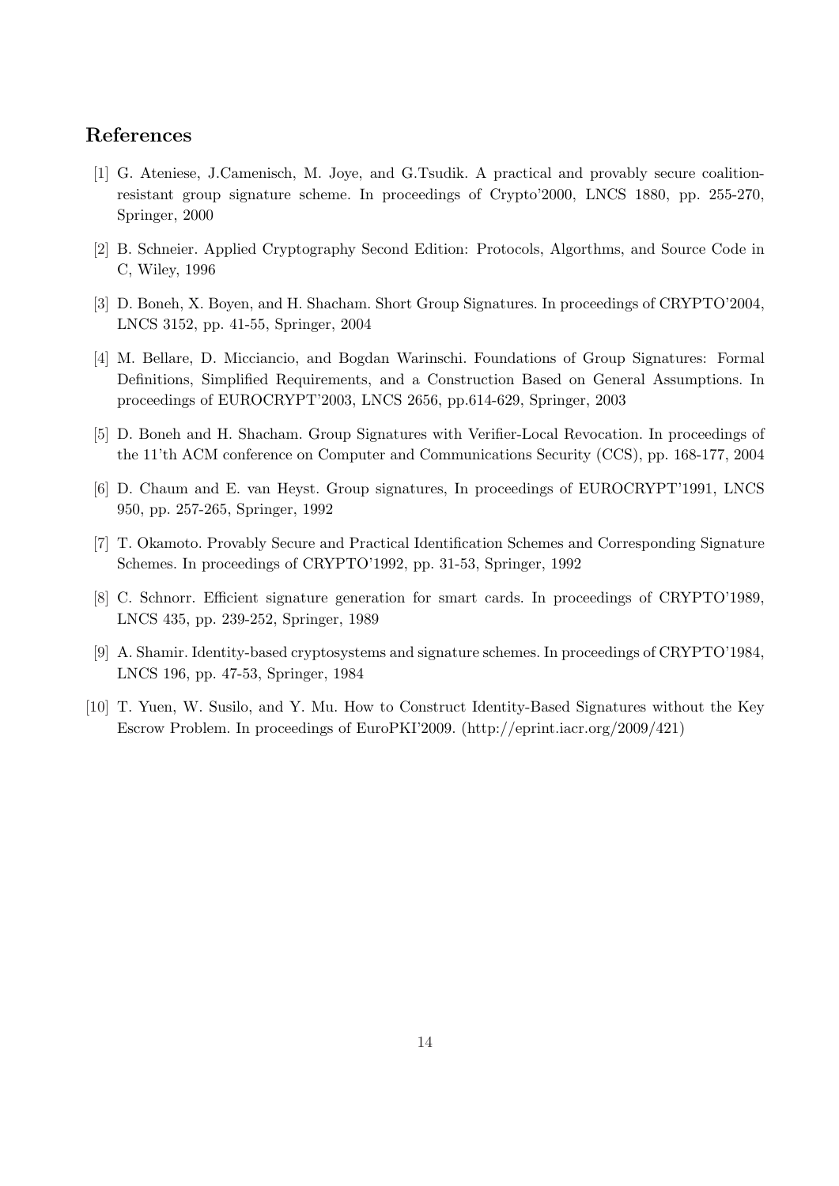## References

[1] G. Ateniese, J.Camenisch, M. Joye, and G.Tsudik. A practical and provably secure coalition-resistant group signature scheme. In proceedings of Crypto'2000, LNCS 1880, pp. 255-270, Springer, 2000

[2] B. Schneier. Applied Cryptography Second Edition: Protocols, Algorthms, and Source Code in C, Wiley, 1996

[3] D. Boneh, X. Boyen, and H. Shacham. Short Group Signatures. In proceedings of CRYPTO'2004, LNCS 3152, pp. 41-55, Springer, 2004

[4] M. Bellare, D. Micciancio, and Bogdan Warinschi. Foundations of Group Signatures: Formal Definitions, Simplified Requirements, and a Construction Based on General Assumptions. In proceedings of EUROCRYPT'2003, LNCS 2656, pp.614-629, Springer, 2003

[5] D. Boneh and H. Shacham. Group Signatures with Verifier-Local Revocation. In proceedings of the 11'th ACM conference on Computer and Communications Security (CCS), pp. 168-177, 2004

[6] D. Chaum and E. van Heyst. Group signatures, In proceedings of EUROCRYPT'1991, LNCS 950, pp. 257-265, Springer, 1992

[7] T. Okamoto. Provably Secure and Practical Identification Schemes and Corresponding Signature Schemes. In proceedings of CRYPTO'1992, pp. 31-53, Springer, 1992

[8] C. Schnorr. Efficient signature generation for smart cards. In proceedings of CRYPTO'1989, LNCS 435, pp. 239-252, Springer, 1989

[9] A. Shamir. Identity-based cryptosystems and signature schemes. In proceedings of CRYPTO'1984, LNCS 196, pp. 47-53, Springer, 1984

[10] T. Yuen, W. Susilo, and Y. Mu. How to Construct Identity-Based Signatures without the Key Escrow Problem. In proceedings of EuroPKI'2009. (http://eprint.iacr.org/2009/421)